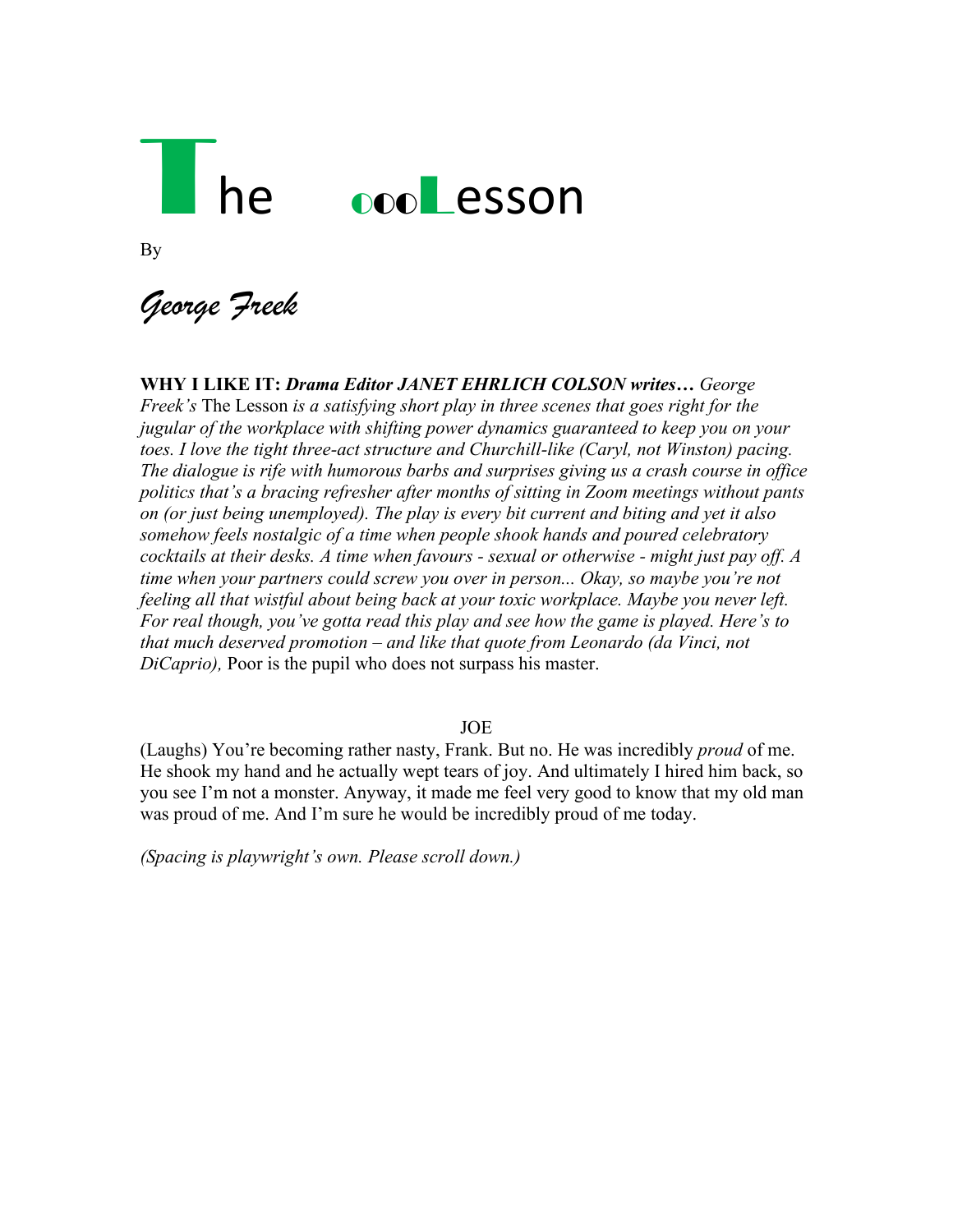# The ◐◐◐Lesson

By

*George Freek*

**WHY I LIKE IT:** ***Drama Editor JANET EHRLICH COLSON writes…*** *George Freek's* The Lesson *is a satisfying short play in three scenes that goes right for the jugular of the workplace with shifting power dynamics guaranteed to keep you on your toes. I love the tight three-act structure and Churchill-like (Caryl, not Winston) pacing. The dialogue is rife with humorous barbs and surprises giving us a crash course in office politics that's a bracing refresher after months of sitting in Zoom meetings without pants on (or just being unemployed). The play is every bit current and biting and yet it also somehow feels nostalgic of a time when people shook hands and poured celebratory cocktails at their desks. A time when favours - sexual or otherwise - might just pay off. A time when your partners could screw you over in person... Okay, so maybe you're not feeling all that wistful about being back at your toxic workplace. Maybe you never left. For real though, you've gotta read this play and see how the game is played. Here's to that much deserved promotion – and like that quote from Leonardo (da Vinci, not DiCaprio),* Poor is the pupil who does not surpass his master.

JOE

(Laughs) You're becoming rather nasty, Frank. But no. He was incredibly *proud* of me. He shook my hand and he actually wept tears of joy. And ultimately I hired him back, so you see I'm not a monster. Anyway, it made me feel very good to know that my old man was proud of me. And I'm sure he would be incredibly proud of me today.

*(Spacing is playwright's own. Please scroll down.)*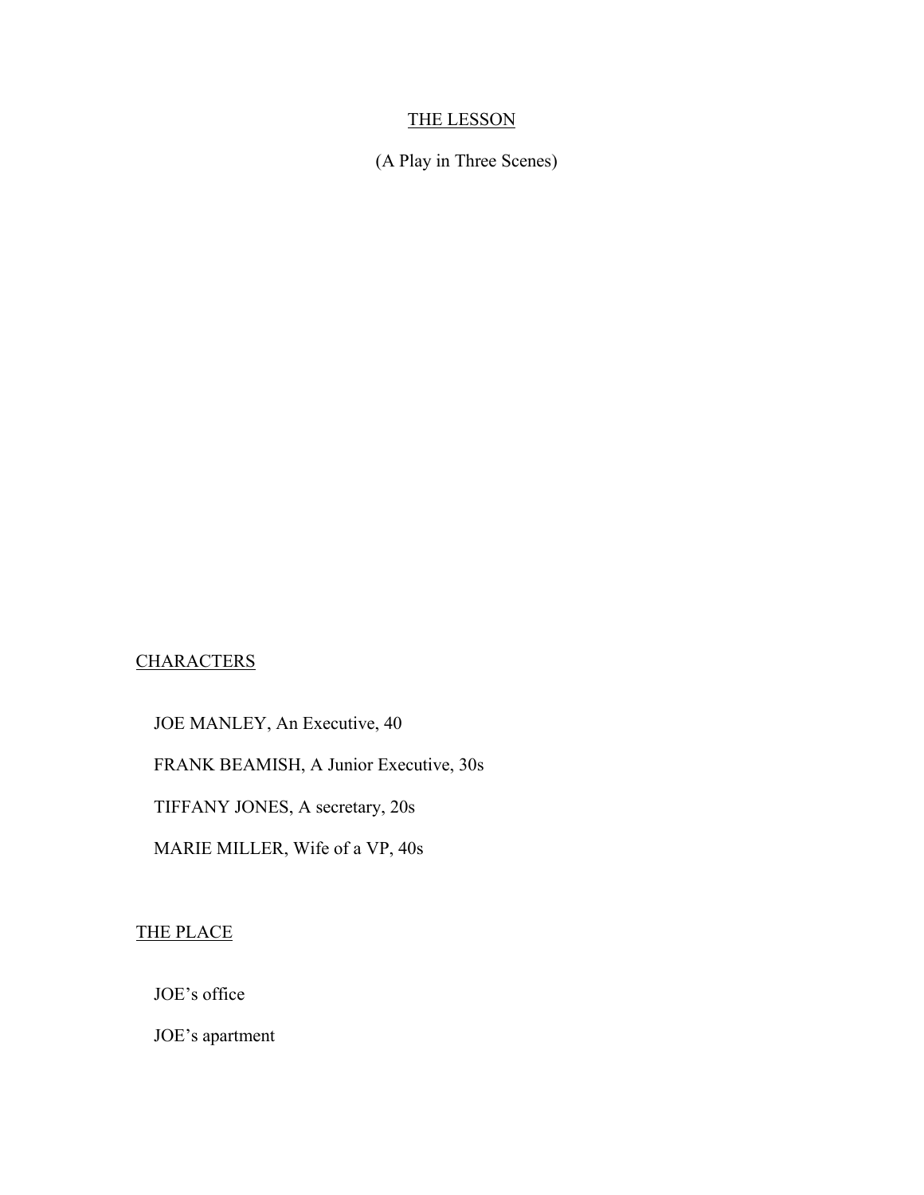# THE LESSON

(A Play in Three Scenes)

## CHARACTERS

JOE MANLEY, An Executive, 40

FRANK BEAMISH, A Junior Executive, 30s

TIFFANY JONES, A secretary, 20s

MARIE MILLER, Wife of a VP, 40s

## THE PLACE

JOE's office

JOE's apartment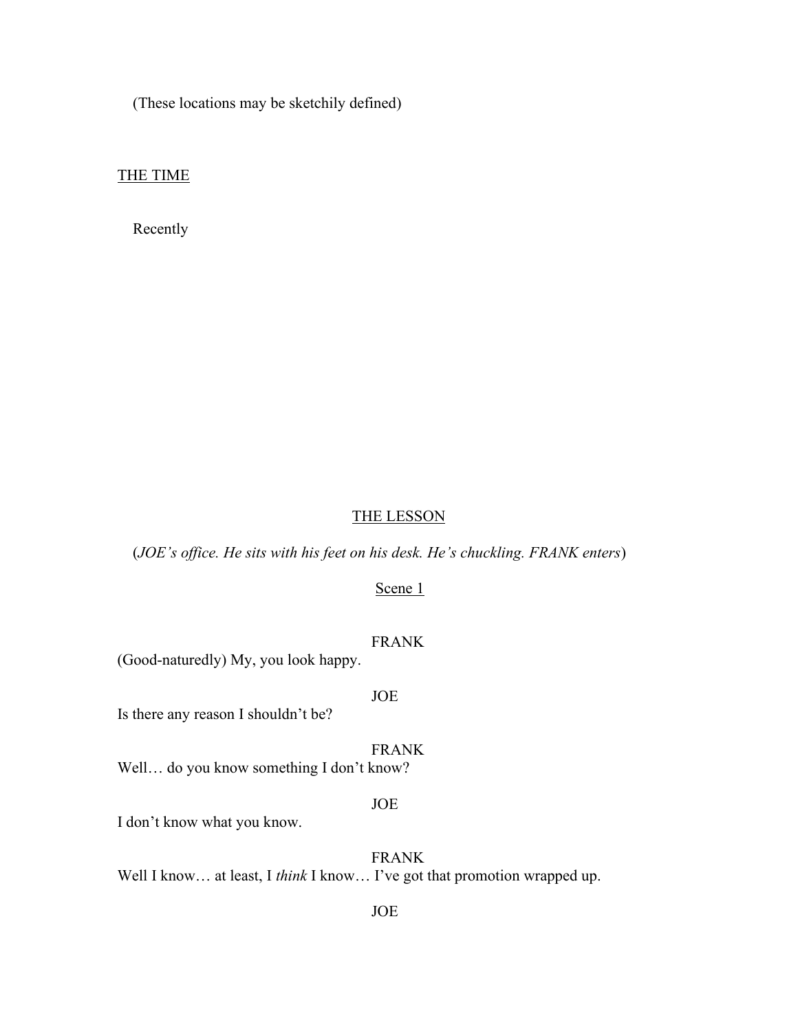(These locations may be sketchily defined)

THE TIME

Recently

## THE LESSON

(*JOE's office. He sits with his feet on his desk. He's chuckling. FRANK enters*)

### Scene 1

FRANK

(Good-naturedly) My, you look happy.

JOE

Is there any reason I shouldn't be?

FRANK

Well… do you know something I don't know?

JOE

I don't know what you know.

FRANK

Well I know… at least, I *think* I know… I've got that promotion wrapped up.

JOE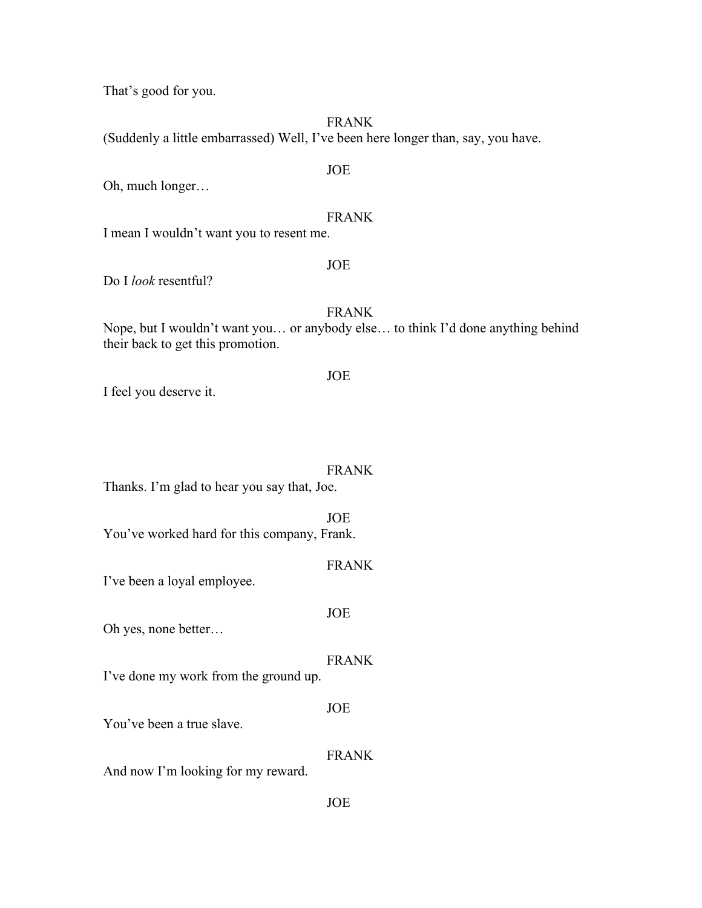That's good for you.

FRANK

(Suddenly a little embarrassed) Well, I've been here longer than, say, you have.

JOE

Oh, much longer…

FRANK

I mean I wouldn't want you to resent me.

JOE

Do I *look* resentful?

FRANK

Nope, but I wouldn't want you… or anybody else… to think I'd done anything behind their back to get this promotion.

JOE

I feel you deserve it.

FRANK

Thanks. I'm glad to hear you say that, Joe.

JOE

You've worked hard for this company, Frank.

FRANK

I've been a loyal employee.

JOE

Oh yes, none better…

FRANK

I've done my work from the ground up.

JOE

You've been a true slave.

FRANK

And now I'm looking for my reward.

JOE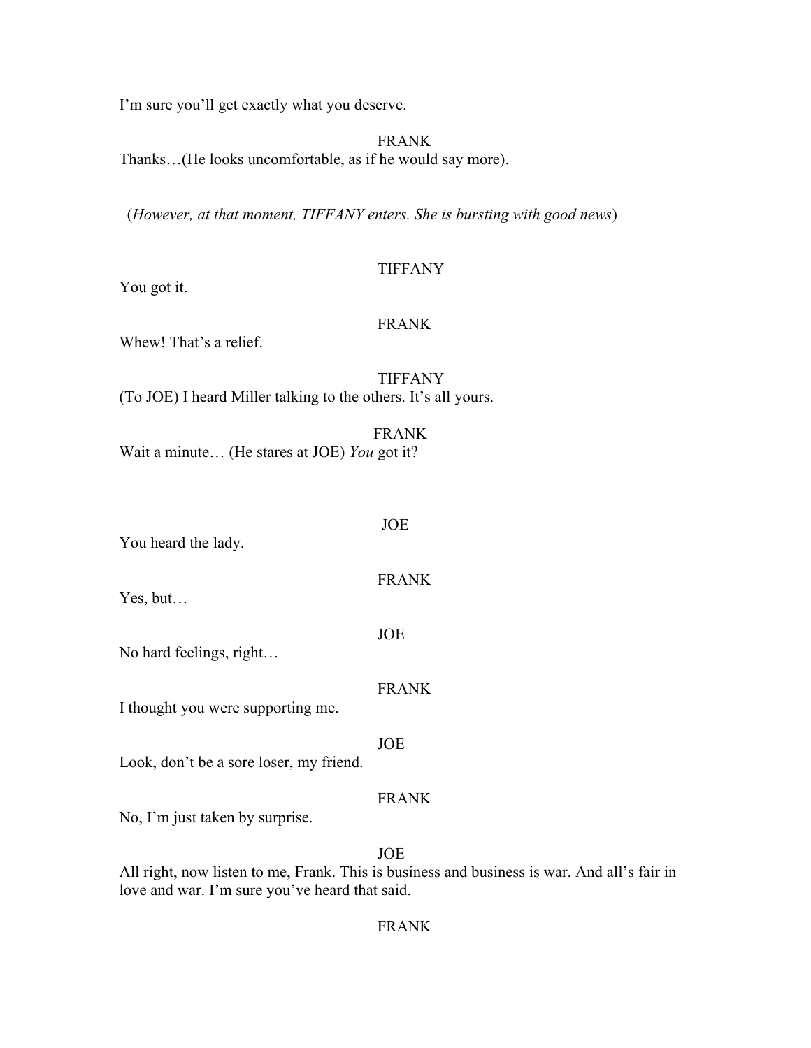I'm sure you'll get exactly what you deserve.

FRANK

Thanks…(He looks uncomfortable, as if he would say more).

(*However, at that moment, TIFFANY enters. She is bursting with good news*)

TIFFANY

You got it.

FRANK

Whew! That's a relief.

TIFFANY

(To JOE) I heard Miller talking to the others. It's all yours.

FRANK

Wait a minute… (He stares at JOE) *You* got it?

JOE

You heard the lady.

FRANK

Yes, but…

JOE

No hard feelings, right…

FRANK

I thought you were supporting me.

JOE

Look, don't be a sore loser, my friend.

FRANK

No, I'm just taken by surprise.

JOE

All right, now listen to me, Frank. This is business and business is war. And all's fair in love and war. I'm sure you've heard that said.

FRANK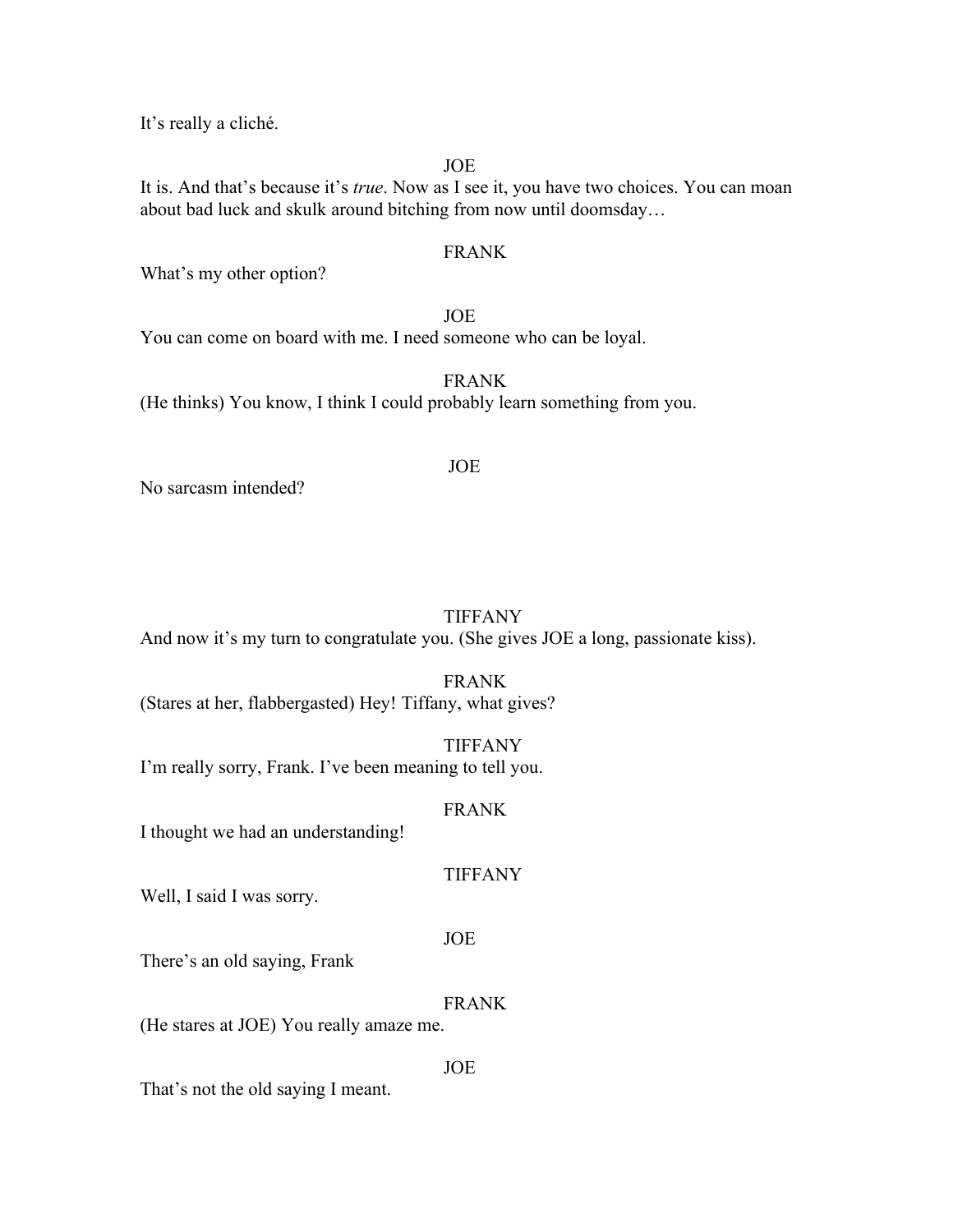It's really a cliché.

JOE

It is. And that's because it's *true*. Now as I see it, you have two choices. You can moan about bad luck and skulk around bitching from now until doomsday…

FRANK

What's my other option?

JOE

You can come on board with me. I need someone who can be loyal.

FRANK

(He thinks) You know, I think I could probably learn something from you.

JOE

No sarcasm intended?

TIFFANY

And now it's my turn to congratulate you. (She gives JOE a long, passionate kiss).

FRANK

(Stares at her, flabbergasted) Hey! Tiffany, what gives?

TIFFANY

I'm really sorry, Frank. I've been meaning to tell you.

FRANK

I thought we had an understanding!

TIFFANY

Well, I said I was sorry.

JOE

There's an old saying, Frank

FRANK

(He stares at JOE) You really amaze me.

JOE

That's not the old saying I meant.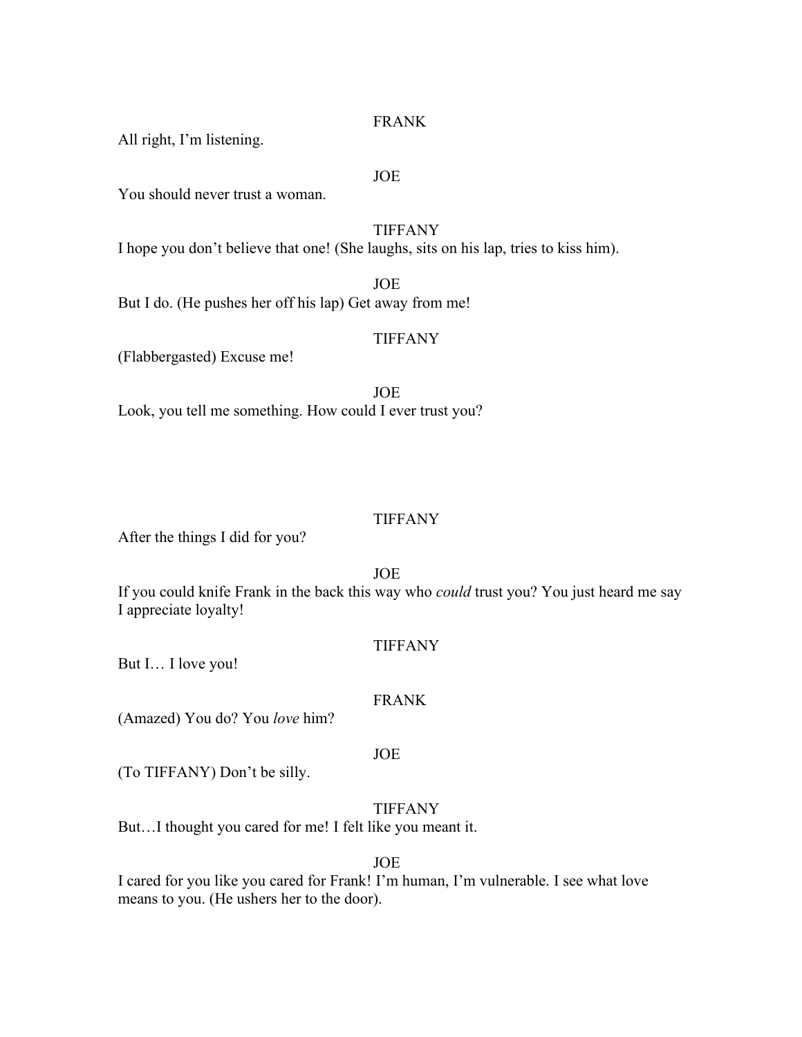FRANK

All right, I'm listening.

JOE

You should never trust a woman.

TIFFANY

I hope you don't believe that one! (She laughs, sits on his lap, tries to kiss him).

JOE

But I do. (He pushes her off his lap) Get away from me!

TIFFANY

(Flabbergasted) Excuse me!

JOE

Look, you tell me something. How could I ever trust you?

TIFFANY

After the things I did for you?

JOE

If you could knife Frank in the back this way who *could* trust you? You just heard me say I appreciate loyalty!

TIFFANY

But I… I love you!

FRANK

(Amazed) You do? You *love* him?

JOE

(To TIFFANY) Don't be silly.

TIFFANY

But…I thought you cared for me! I felt like you meant it.

JOE

I cared for you like you cared for Frank! I'm human, I'm vulnerable. I see what love means to you. (He ushers her to the door).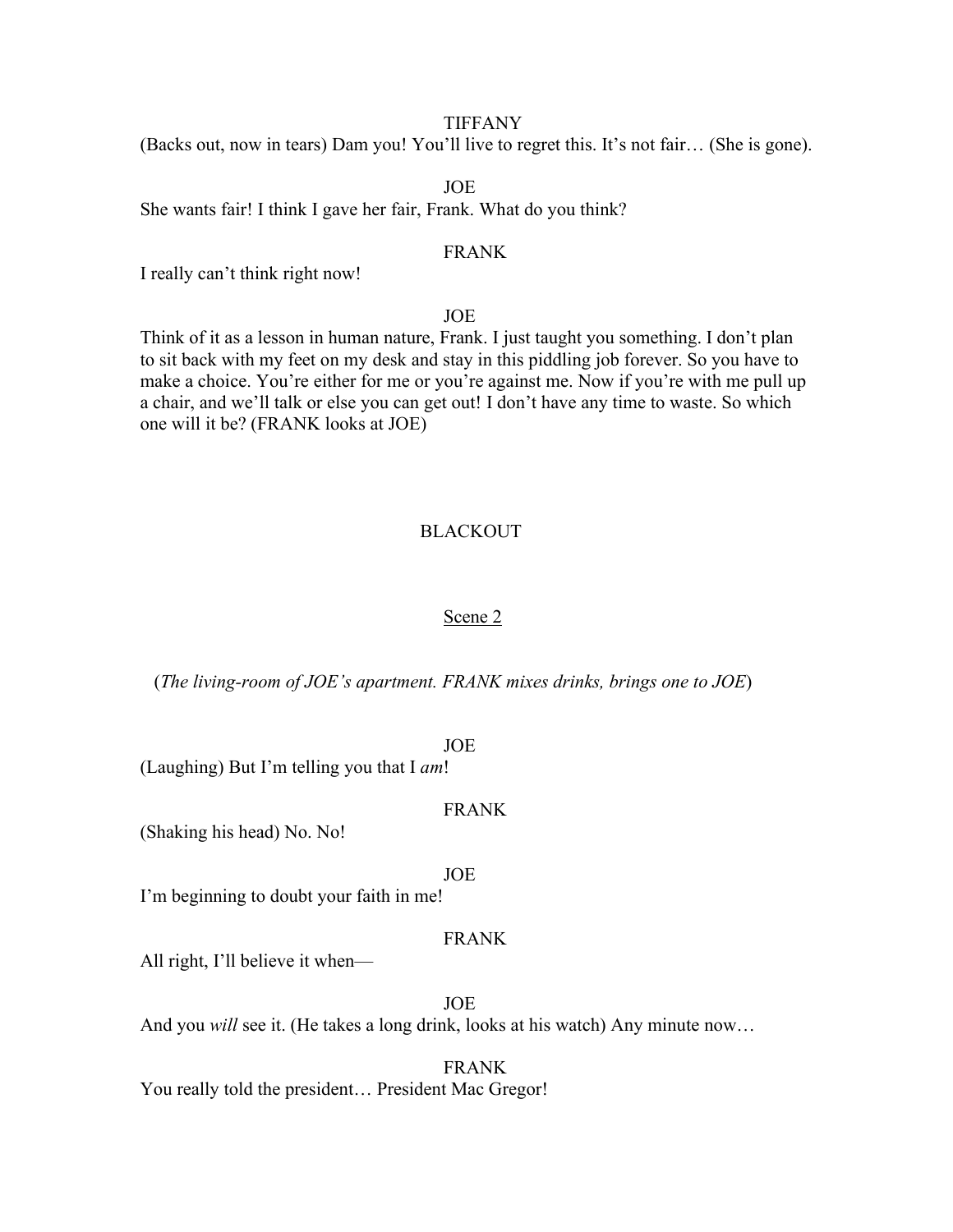TIFFANY

(Backs out, now in tears) Dam you! You'll live to regret this. It's not fair… (She is gone).

JOE

She wants fair! I think I gave her fair, Frank. What do you think?

FRANK

I really can't think right now!

JOE

Think of it as a lesson in human nature, Frank. I just taught you something. I don't plan to sit back with my feet on my desk and stay in this piddling job forever. So you have to make a choice. You're either for me or you're against me. Now if you're with me pull up a chair, and we'll talk or else you can get out! I don't have any time to waste. So which one will it be? (FRANK looks at JOE)

BLACKOUT

<u>Scene 2</u>

(*The living-room of JOE's apartment. FRANK mixes drinks, brings one to JOE*)

JOE

(Laughing) But I'm telling you that I *am*!

FRANK

(Shaking his head) No. No!

JOE

I'm beginning to doubt your faith in me!

FRANK

All right, I'll believe it when—

JOE

And you *will* see it. (He takes a long drink, looks at his watch) Any minute now…

FRANK

You really told the president… President Mac Gregor!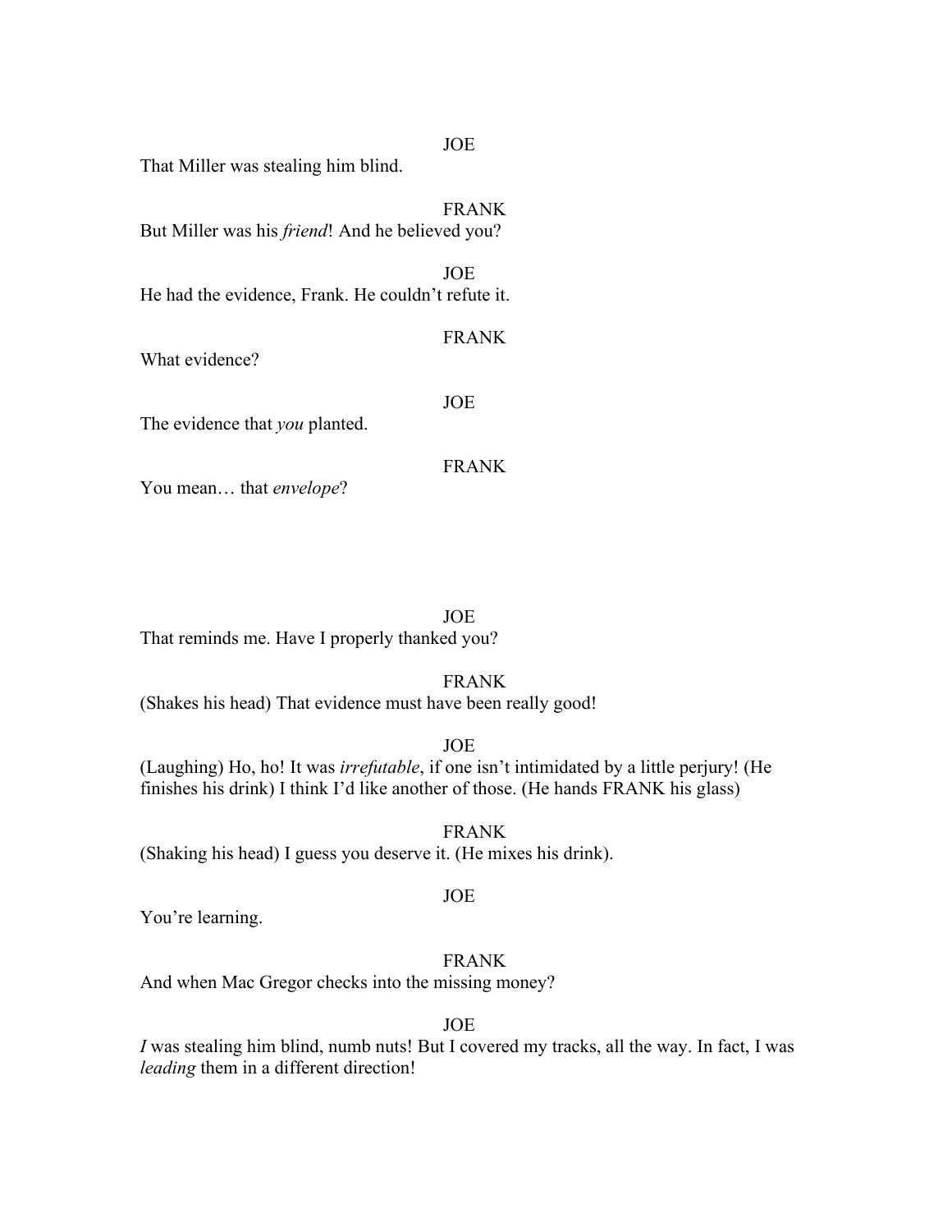JOE

That Miller was stealing him blind.

FRANK

But Miller was his *friend*! And he believed you?

JOE

He had the evidence, Frank. He couldn't refute it.

FRANK

What evidence?

JOE

The evidence that *you* planted.

FRANK

You mean… that *envelope*?

JOE

That reminds me. Have I properly thanked you?

FRANK

(Shakes his head) That evidence must have been really good!

JOE

(Laughing) Ho, ho! It was *irrefutable*, if one isn't intimidated by a little perjury! (He finishes his drink) I think I'd like another of those. (He hands FRANK his glass)

FRANK

(Shaking his head) I guess you deserve it. (He mixes his drink).

JOE

You're learning.

FRANK

And when Mac Gregor checks into the missing money?

JOE

*I* was stealing him blind, numb nuts! But I covered my tracks, all the way. In fact, I was *leading* them in a different direction!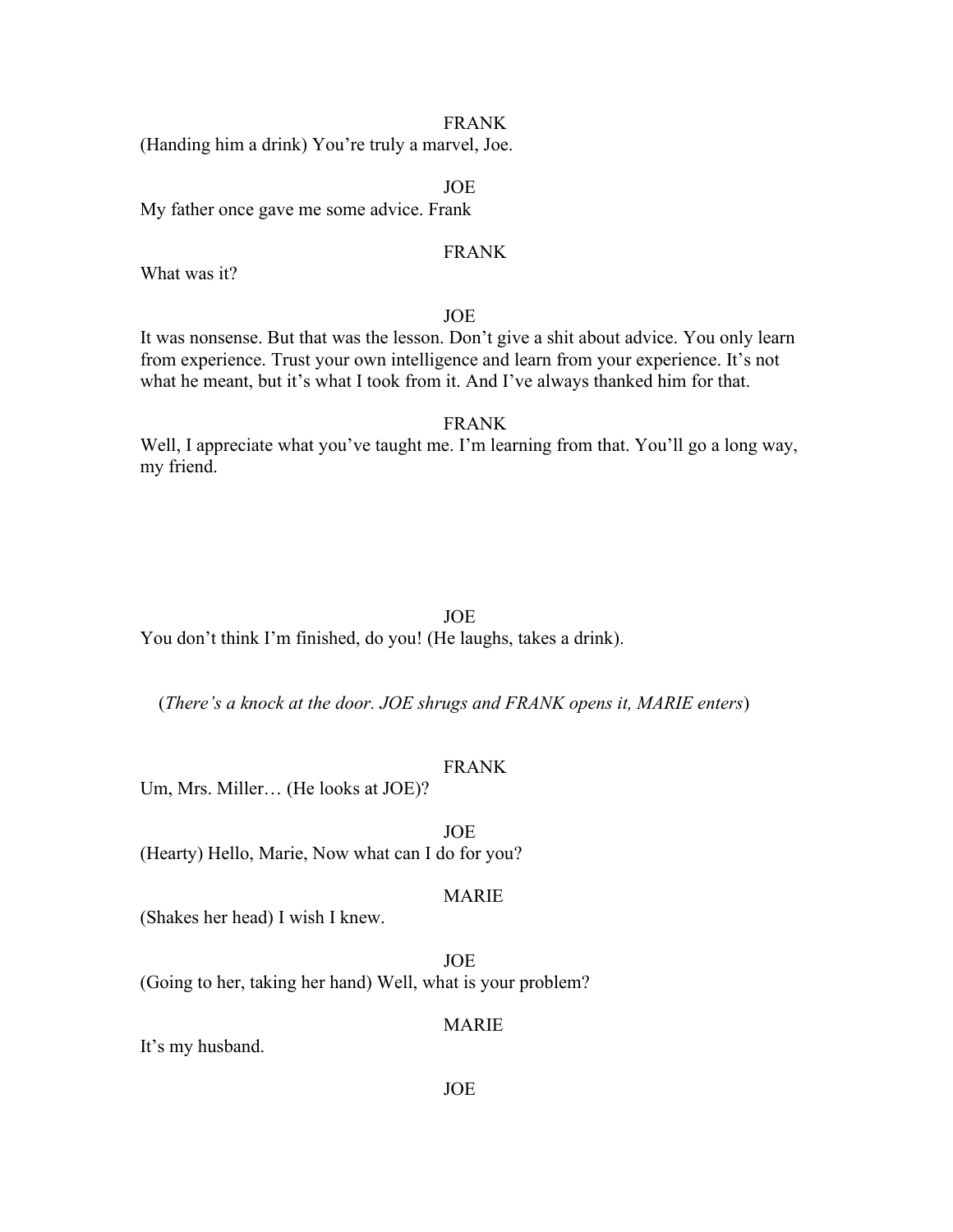FRANK

(Handing him a drink) You're truly a marvel, Joe.

JOE

My father once gave me some advice. Frank

FRANK

What was it?

JOE

It was nonsense. But that was the lesson. Don't give a shit about advice. You only learn from experience. Trust your own intelligence and learn from your experience. It's not what he meant, but it's what I took from it. And I've always thanked him for that.

FRANK

Well, I appreciate what you've taught me. I'm learning from that. You'll go a long way, my friend.

JOE

You don't think I'm finished, do you! (He laughs, takes a drink).

(*There's a knock at the door. JOE shrugs and FRANK opens it, MARIE enters*)

FRANK

Um, Mrs. Miller… (He looks at JOE)?

JOE

(Hearty) Hello, Marie, Now what can I do for you?

MARIE

(Shakes her head) I wish I knew.

JOE

(Going to her, taking her hand) Well, what is your problem?

MARIE

It's my husband.

JOE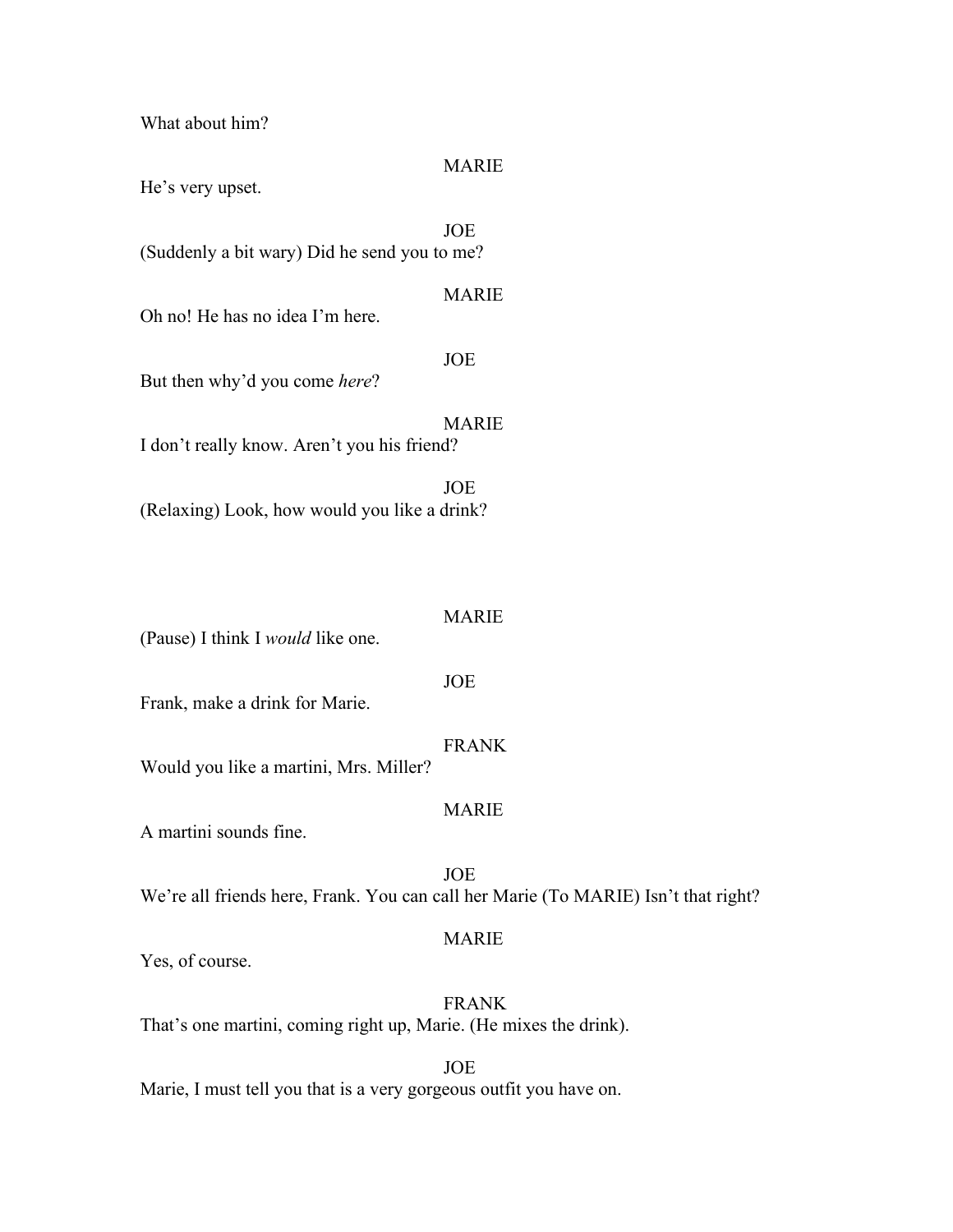What about him?

MARIE

He's very upset.

JOE

(Suddenly a bit wary) Did he send you to me?

MARIE

Oh no! He has no idea I'm here.

JOE

But then why'd you come *here*?

MARIE

I don't really know. Aren't you his friend?

JOE

(Relaxing) Look, how would you like a drink?

MARIE

(Pause) I think I *would* like one.

JOE

Frank, make a drink for Marie.

FRANK

Would you like a martini, Mrs. Miller?

MARIE

A martini sounds fine.

JOE

We're all friends here, Frank. You can call her Marie (To MARIE) Isn't that right?

MARIE

Yes, of course.

FRANK

That's one martini, coming right up, Marie. (He mixes the drink).

JOE

Marie, I must tell you that is a very gorgeous outfit you have on.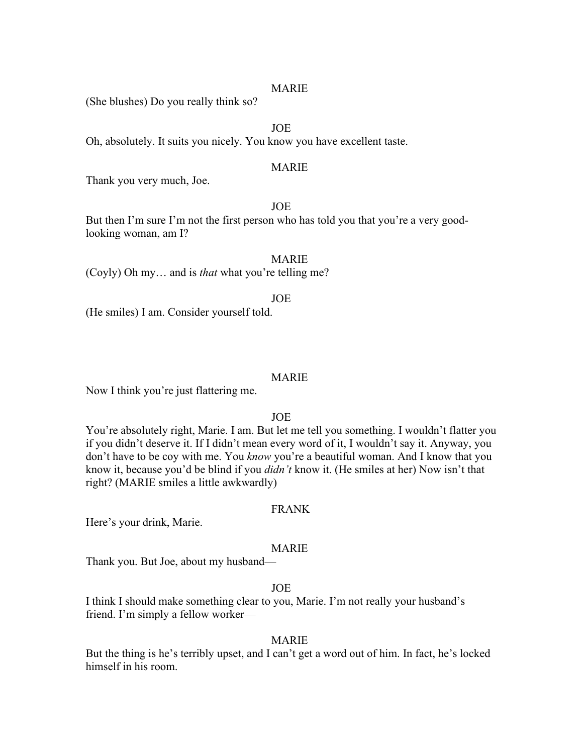MARIE

(She blushes) Do you really think so?

JOE

Oh, absolutely. It suits you nicely. You know you have excellent taste.

MARIE

Thank you very much, Joe.

JOE

But then I'm sure I'm not the first person who has told you that you're a very good-looking woman, am I?

MARIE

(Coyly) Oh my… and is *that* what you're telling me?

JOE

(He smiles) I am. Consider yourself told.

MARIE

Now I think you're just flattering me.

JOE

You're absolutely right, Marie. I am. But let me tell you something. I wouldn't flatter you if you didn't deserve it. If I didn't mean every word of it, I wouldn't say it. Anyway, you don't have to be coy with me. You *know* you're a beautiful woman. And I know that you know it, because you'd be blind if you *didn't* know it. (He smiles at her) Now isn't that right? (MARIE smiles a little awkwardly)

FRANK

Here's your drink, Marie.

MARIE

Thank you. But Joe, about my husband—

JOE

I think I should make something clear to you, Marie. I'm not really your husband's friend. I'm simply a fellow worker—

MARIE

But the thing is he's terribly upset, and I can't get a word out of him. In fact, he's locked himself in his room.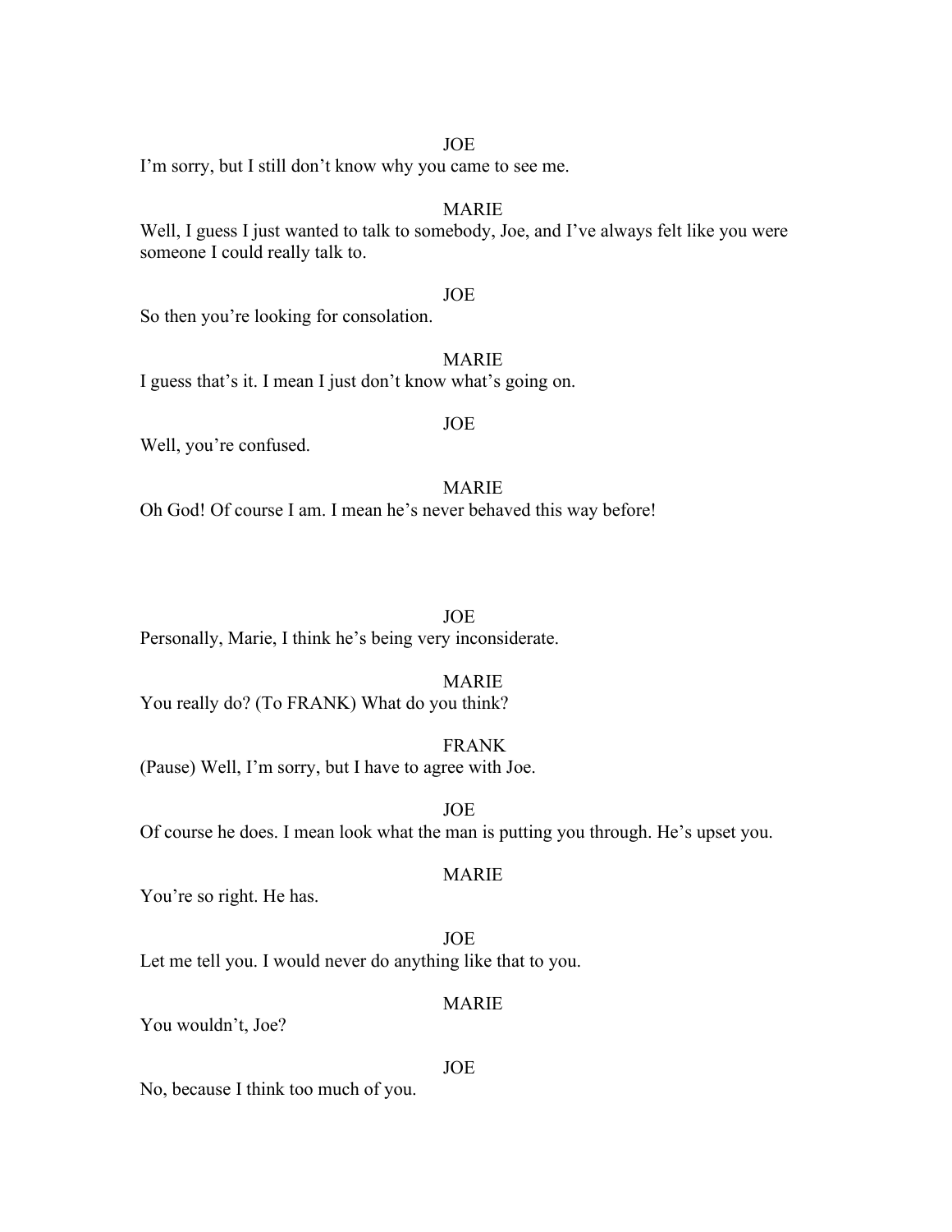JOE

I'm sorry, but I still don't know why you came to see me.

MARIE

Well, I guess I just wanted to talk to somebody, Joe, and I've always felt like you were someone I could really talk to.

JOE

So then you're looking for consolation.

MARIE

I guess that's it. I mean I just don't know what's going on.

JOE

Well, you're confused.

MARIE

Oh God! Of course I am. I mean he's never behaved this way before!

JOE

Personally, Marie, I think he's being very inconsiderate.

MARIE

You really do? (To FRANK) What do you think?

FRANK

(Pause) Well, I'm sorry, but I have to agree with Joe.

JOE

Of course he does. I mean look what the man is putting you through. He's upset you.

MARIE

You're so right. He has.

JOE

Let me tell you. I would never do anything like that to you.

MARIE

You wouldn't, Joe?

JOE

No, because I think too much of you.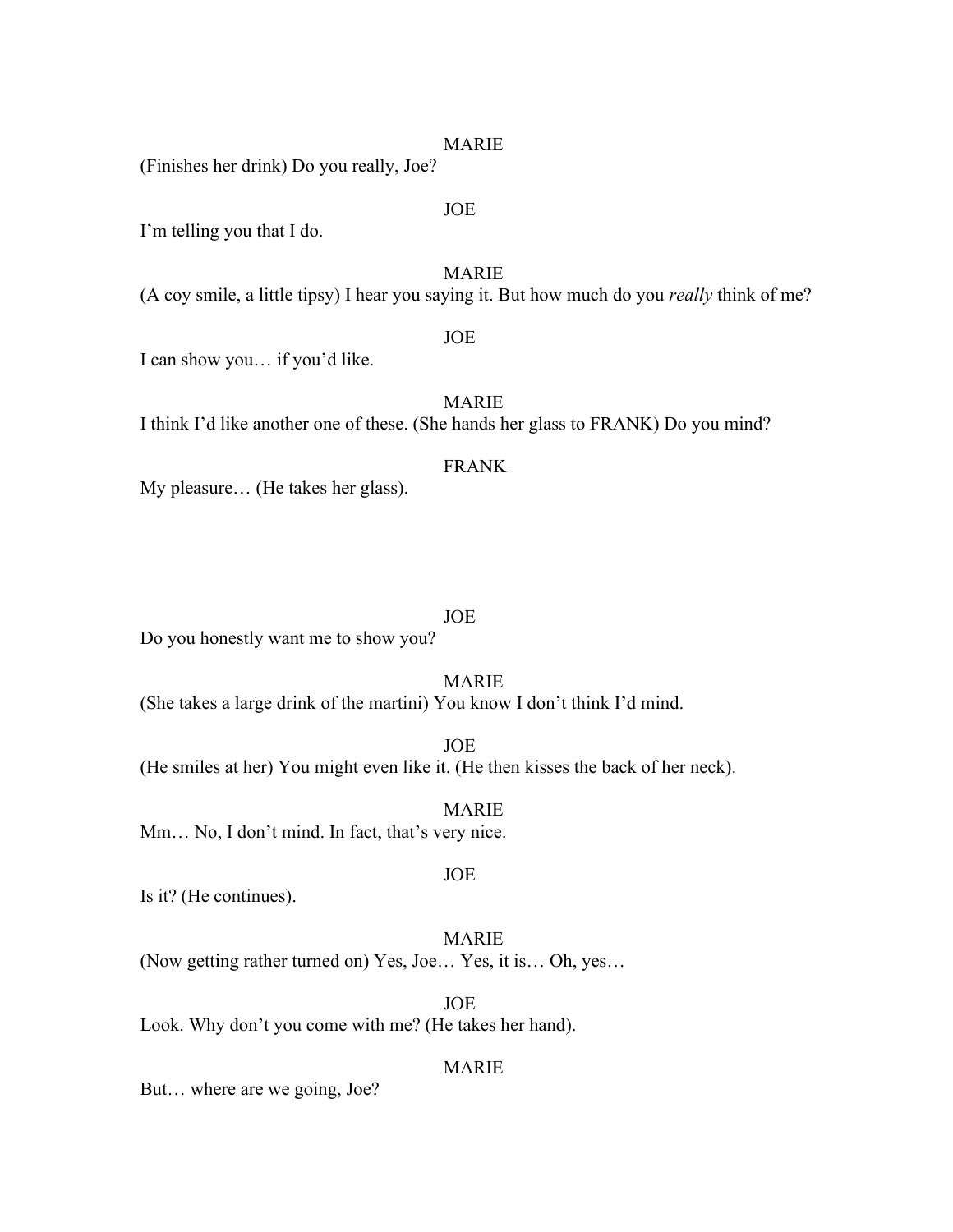MARIE

(Finishes her drink) Do you really, Joe?

JOE

I'm telling you that I do.

MARIE

(A coy smile, a little tipsy) I hear you saying it. But how much do you *really* think of me?

JOE

I can show you… if you'd like.

MARIE

I think I'd like another one of these. (She hands her glass to FRANK) Do you mind?

FRANK

My pleasure… (He takes her glass).

JOE

Do you honestly want me to show you?

MARIE

(She takes a large drink of the martini) You know I don't think I'd mind.

JOE

(He smiles at her) You might even like it. (He then kisses the back of her neck).

MARIE

Mm… No, I don't mind. In fact, that's very nice.

JOE

Is it? (He continues).

MARIE

(Now getting rather turned on) Yes, Joe… Yes, it is… Oh, yes…

JOE

Look. Why don't you come with me? (He takes her hand).

MARIE

But… where are we going, Joe?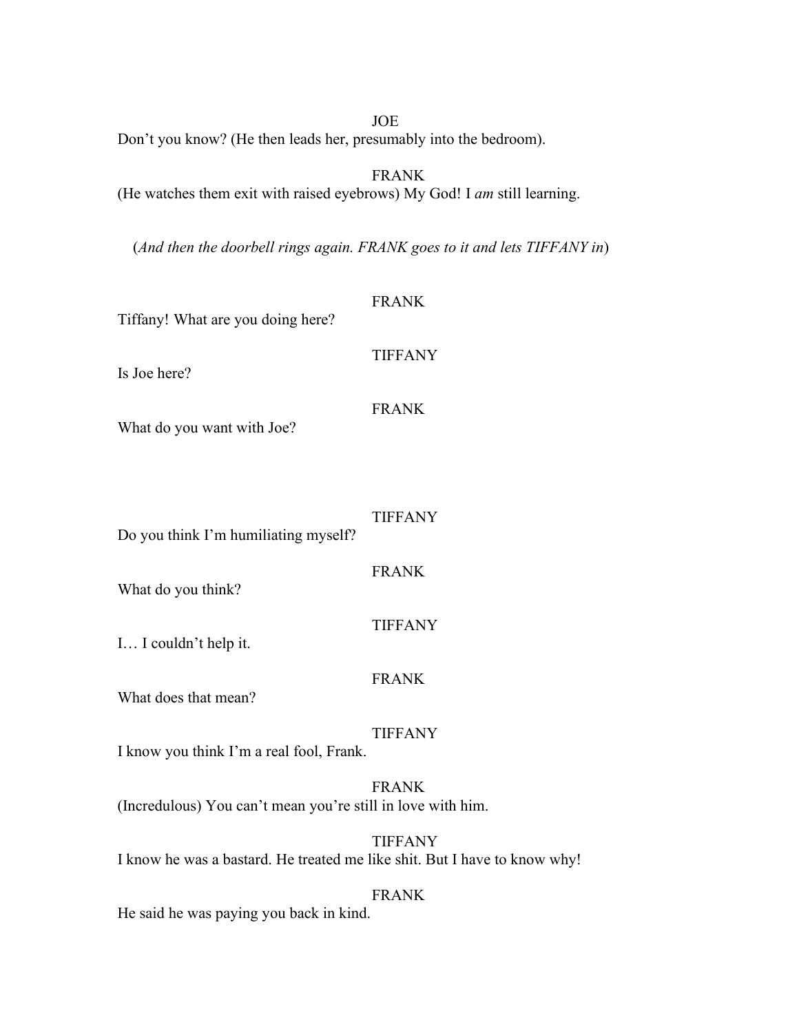JOE

Don't you know? (He then leads her, presumably into the bedroom).

FRANK

(He watches them exit with raised eyebrows) My God! I *am* still learning.

(*And then the doorbell rings again. FRANK goes to it and lets TIFFANY in*)

FRANK

Tiffany! What are you doing here?

TIFFANY

Is Joe here?

FRANK

What do you want with Joe?

TIFFANY

Do you think I'm humiliating myself?

FRANK

What do you think?

TIFFANY

I… I couldn't help it.

FRANK

What does that mean?

TIFFANY

I know you think I'm a real fool, Frank.

FRANK

(Incredulous) You can't mean you're still in love with him.

TIFFANY

I know he was a bastard. He treated me like shit. But I have to know why!

FRANK

He said he was paying you back in kind.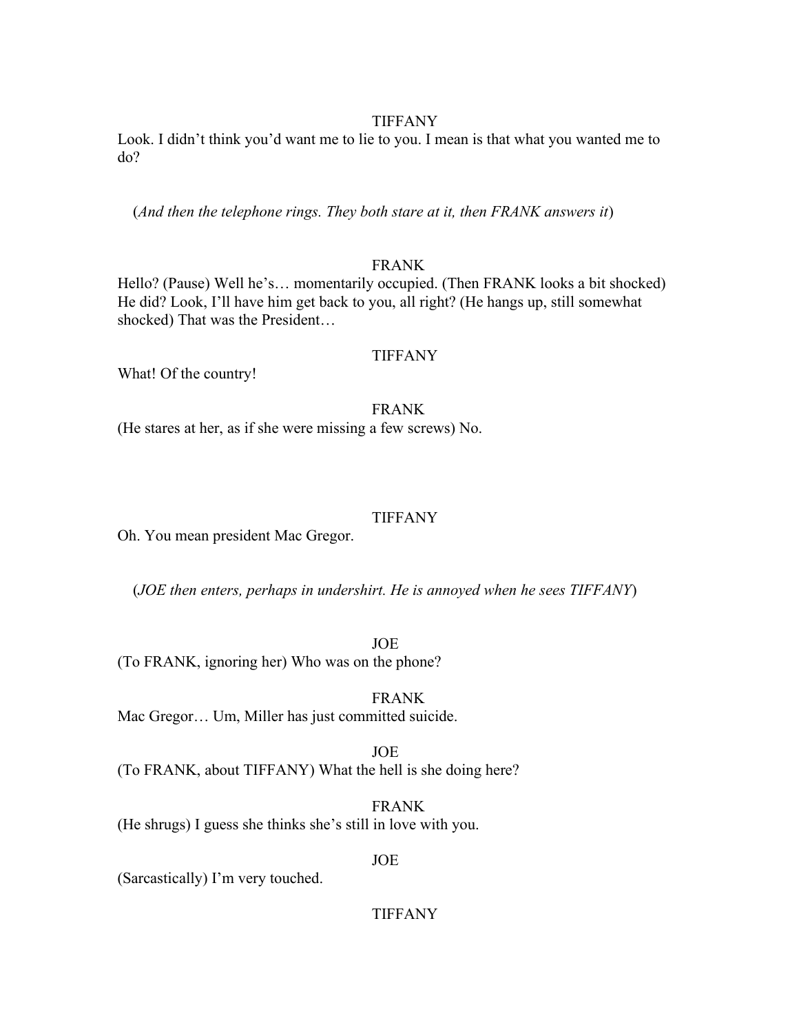TIFFANY

Look. I didn't think you'd want me to lie to you. I mean is that what you wanted me to do?

(*And then the telephone rings. They both stare at it, then FRANK answers it*)

FRANK

Hello? (Pause) Well he's… momentarily occupied. (Then FRANK looks a bit shocked) He did? Look, I'll have him get back to you, all right? (He hangs up, still somewhat shocked) That was the President…

TIFFANY

What! Of the country!

FRANK

(He stares at her, as if she were missing a few screws) No.

TIFFANY

Oh. You mean president Mac Gregor.

(*JOE then enters, perhaps in undershirt. He is annoyed when he sees TIFFANY*)

JOE

(To FRANK, ignoring her) Who was on the phone?

FRANK

Mac Gregor… Um, Miller has just committed suicide.

JOE

(To FRANK, about TIFFANY) What the hell is she doing here?

FRANK

(He shrugs) I guess she thinks she's still in love with you.

JOE

(Sarcastically) I'm very touched.

TIFFANY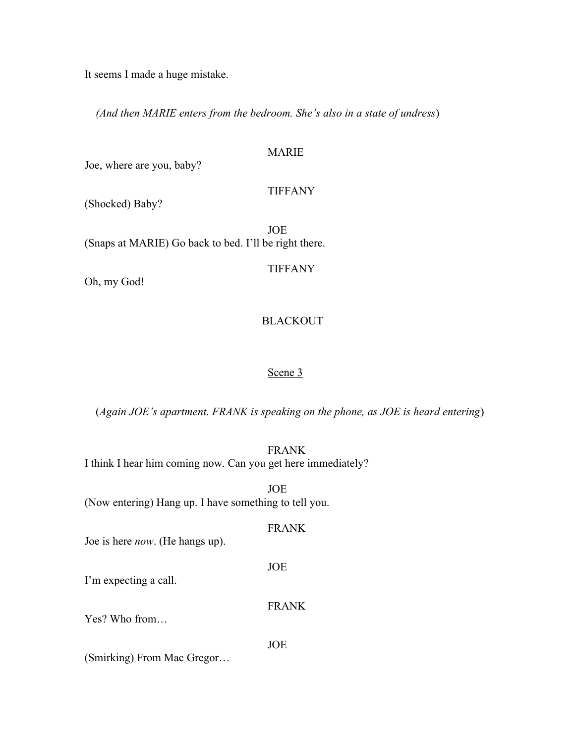It seems I made a huge mistake.

*(And then MARIE enters from the bedroom. She's also in a state of undress*)

MARIE

Joe, where are you, baby?

TIFFANY

(Shocked) Baby?

JOE

(Snaps at MARIE) Go back to bed. I'll be right there.

TIFFANY

Oh, my God!

BLACKOUT

Scene 3

(*Again JOE's apartment. FRANK is speaking on the phone, as JOE is heard entering*)

FRANK

I think I hear him coming now. Can you get here immediately?

JOE

(Now entering) Hang up. I have something to tell you.

FRANK

Joe is here *now*. (He hangs up).

JOE

I'm expecting a call.

FRANK

Yes? Who from…

JOE

(Smirking) From Mac Gregor…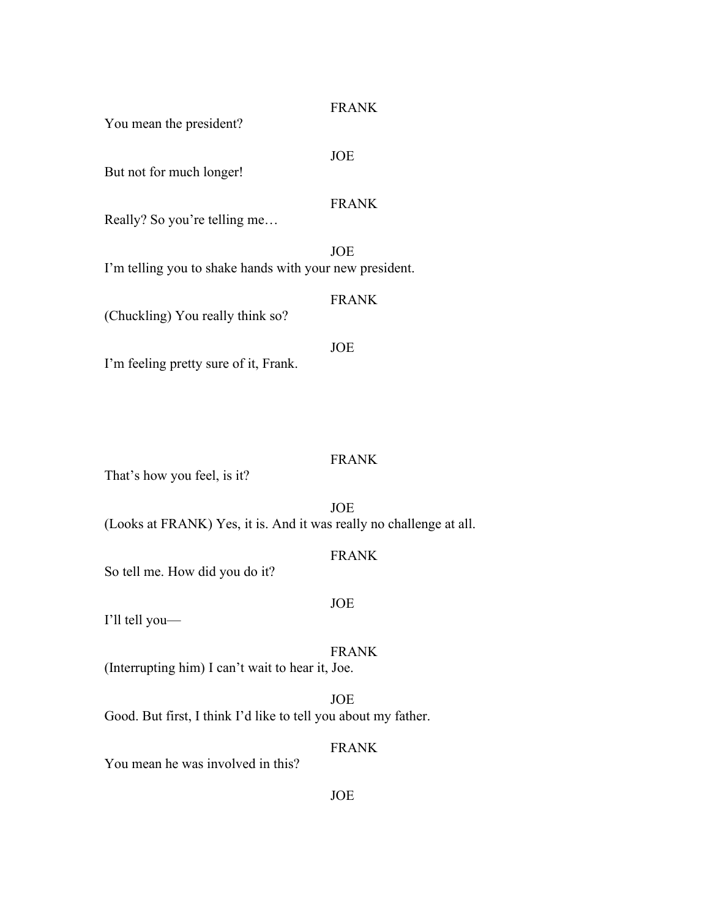FRANK

You mean the president?

JOE

But not for much longer!

FRANK

Really? So you're telling me…

JOE

I'm telling you to shake hands with your new president.

FRANK

(Chuckling) You really think so?

JOE

I'm feeling pretty sure of it, Frank.

FRANK

That's how you feel, is it?

JOE

(Looks at FRANK) Yes, it is. And it was really no challenge at all.

FRANK

So tell me. How did you do it?

JOE

I'll tell you—

FRANK

(Interrupting him) I can't wait to hear it, Joe.

JOE

Good. But first, I think I'd like to tell you about my father.

FRANK

You mean he was involved in this?

JOE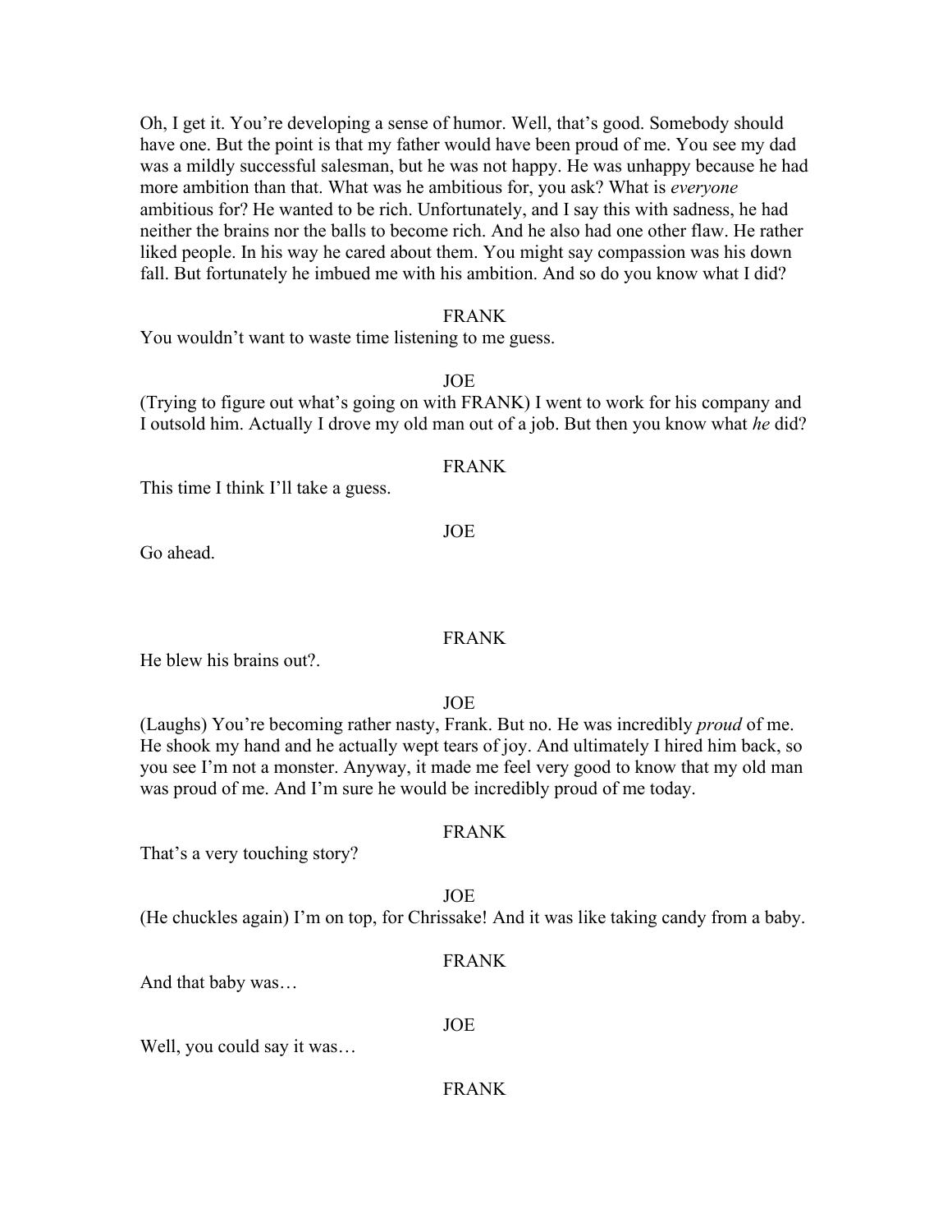Oh, I get it. You're developing a sense of humor. Well, that's good. Somebody should have one. But the point is that my father would have been proud of me. You see my dad was a mildly successful salesman, but he was not happy. He was unhappy because he had more ambition than that. What was he ambitious for, you ask? What is *everyone* ambitious for? He wanted to be rich. Unfortunately, and I say this with sadness, he had neither the brains nor the balls to become rich. And he also had one other flaw. He rather liked people. In his way he cared about them. You might say compassion was his down fall. But fortunately he imbued me with his ambition. And so do you know what I did?

FRANK

You wouldn't want to waste time listening to me guess.

JOE

(Trying to figure out what's going on with FRANK) I went to work for his company and I outsold him. Actually I drove my old man out of a job. But then you know what *he* did?

FRANK

This time I think I'll take a guess.

JOE

Go ahead.

FRANK

He blew his brains out?.

JOE

(Laughs) You're becoming rather nasty, Frank. But no. He was incredibly *proud* of me. He shook my hand and he actually wept tears of joy. And ultimately I hired him back, so you see I'm not a monster. Anyway, it made me feel very good to know that my old man was proud of me. And I'm sure he would be incredibly proud of me today.

FRANK

That's a very touching story?

JOE

(He chuckles again) I'm on top, for Chrissake! And it was like taking candy from a baby.

FRANK

And that baby was…

JOE

Well, you could say it was…

FRANK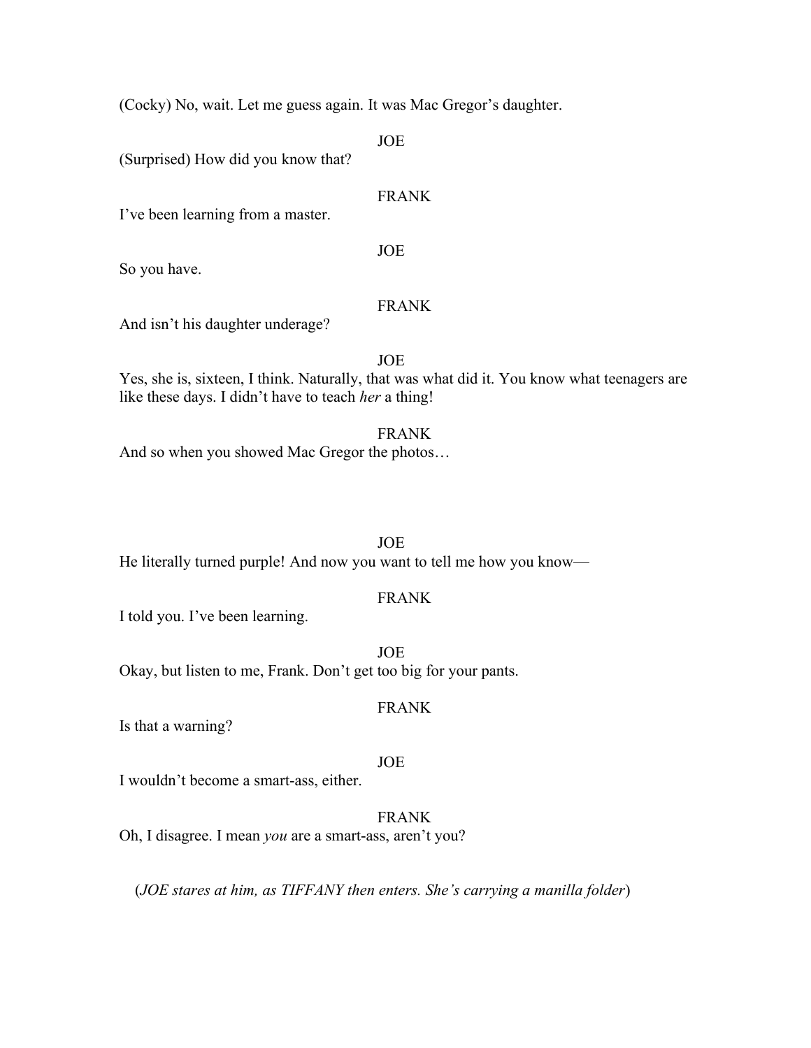(Cocky) No, wait. Let me guess again. It was Mac Gregor's daughter.

JOE

(Surprised) How did you know that?

FRANK

I've been learning from a master.

JOE

So you have.

FRANK

And isn't his daughter underage?

JOE

Yes, she is, sixteen, I think. Naturally, that was what did it. You know what teenagers are like these days. I didn't have to teach *her* a thing!

FRANK

And so when you showed Mac Gregor the photos…

JOE

He literally turned purple! And now you want to tell me how you know—

FRANK

I told you. I've been learning.

JOE

Okay, but listen to me, Frank. Don't get too big for your pants.

FRANK

Is that a warning?

JOE

I wouldn't become a smart-ass, either.

FRANK

Oh, I disagree. I mean *you* are a smart-ass, aren't you?

(*JOE stares at him, as TIFFANY then enters. She's carrying a manilla folder*)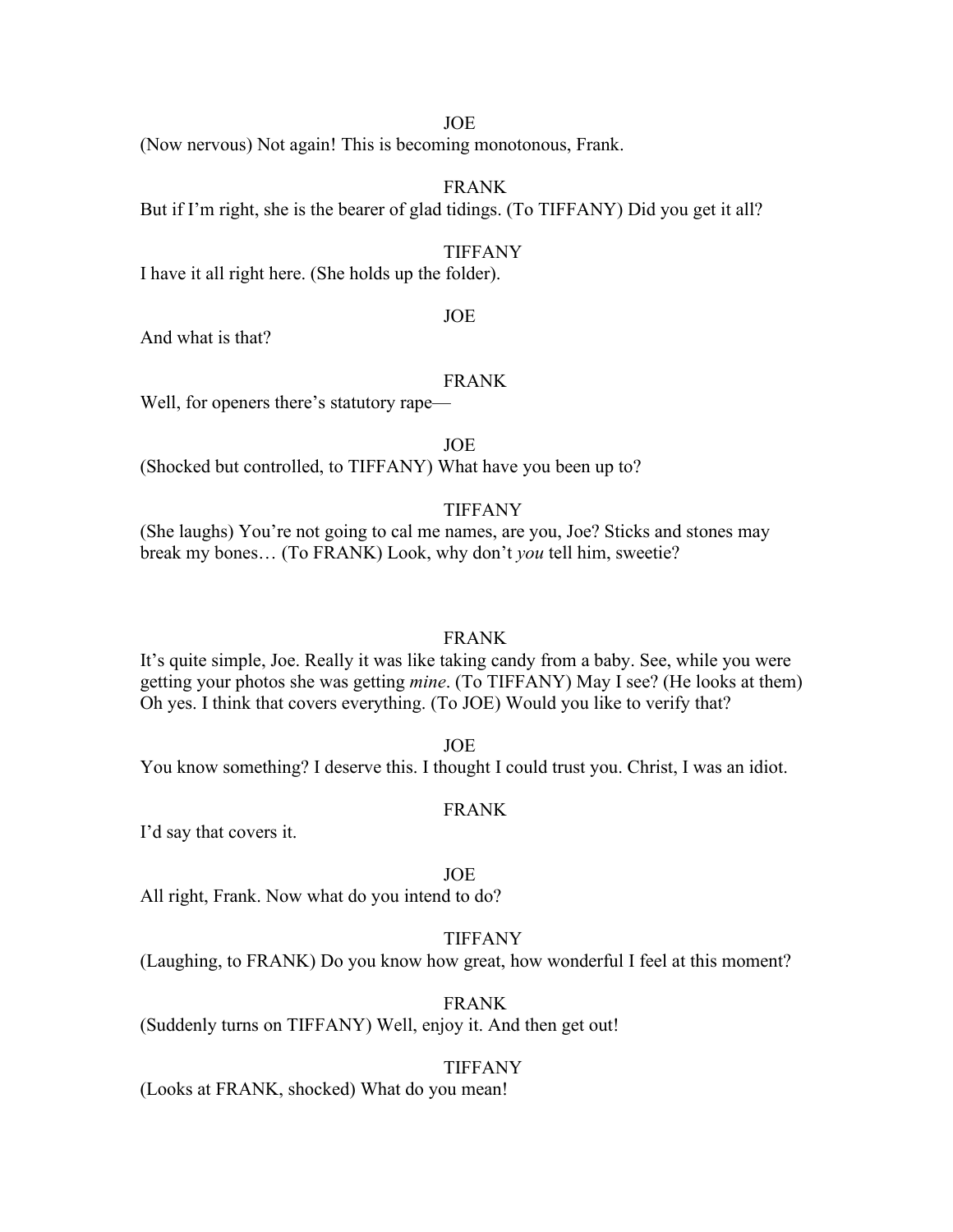JOE

(Now nervous) Not again! This is becoming monotonous, Frank.

FRANK

But if I'm right, she is the bearer of glad tidings. (To TIFFANY) Did you get it all?

TIFFANY

I have it all right here. (She holds up the folder).

JOE

And what is that?

FRANK

Well, for openers there's statutory rape—

JOE

(Shocked but controlled, to TIFFANY) What have you been up to?

TIFFANY

(She laughs) You're not going to cal me names, are you, Joe? Sticks and stones may break my bones… (To FRANK) Look, why don't *you* tell him, sweetie?

FRANK

It's quite simple, Joe. Really it was like taking candy from a baby. See, while you were getting your photos she was getting *mine*. (To TIFFANY) May I see? (He looks at them) Oh yes. I think that covers everything. (To JOE) Would you like to verify that?

JOE

You know something? I deserve this. I thought I could trust you. Christ, I was an idiot.

FRANK

I'd say that covers it.

JOE

All right, Frank. Now what do you intend to do?

TIFFANY

(Laughing, to FRANK) Do you know how great, how wonderful I feel at this moment?

FRANK

(Suddenly turns on TIFFANY) Well, enjoy it. And then get out!

TIFFANY

(Looks at FRANK, shocked) What do you mean!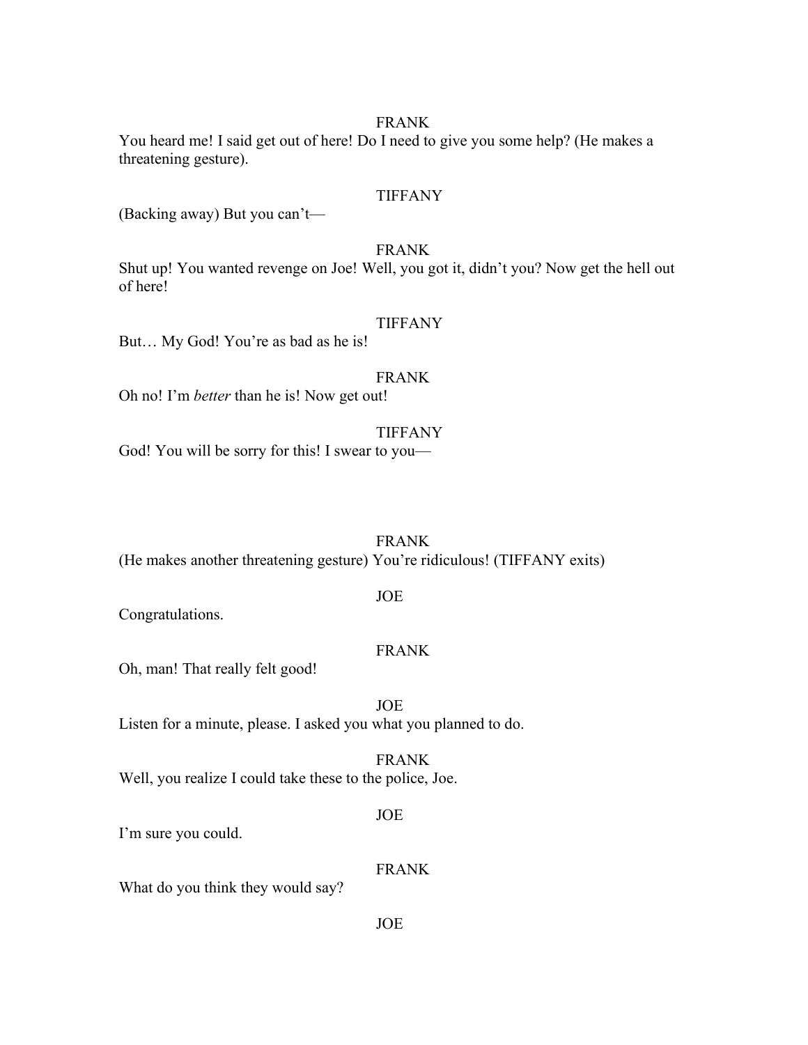FRANK

You heard me! I said get out of here! Do I need to give you some help? (He makes a threatening gesture).

TIFFANY

(Backing away) But you can't—

FRANK

Shut up! You wanted revenge on Joe! Well, you got it, didn't you? Now get the hell out of here!

TIFFANY

But… My God! You're as bad as he is!

FRANK

Oh no! I'm *better* than he is! Now get out!

TIFFANY

God! You will be sorry for this! I swear to you—

FRANK

(He makes another threatening gesture) You're ridiculous! (TIFFANY exits)

JOE

Congratulations.

FRANK

Oh, man! That really felt good!

JOE

Listen for a minute, please. I asked you what you planned to do.

FRANK

Well, you realize I could take these to the police, Joe.

JOE

I'm sure you could.

FRANK

What do you think they would say?

JOE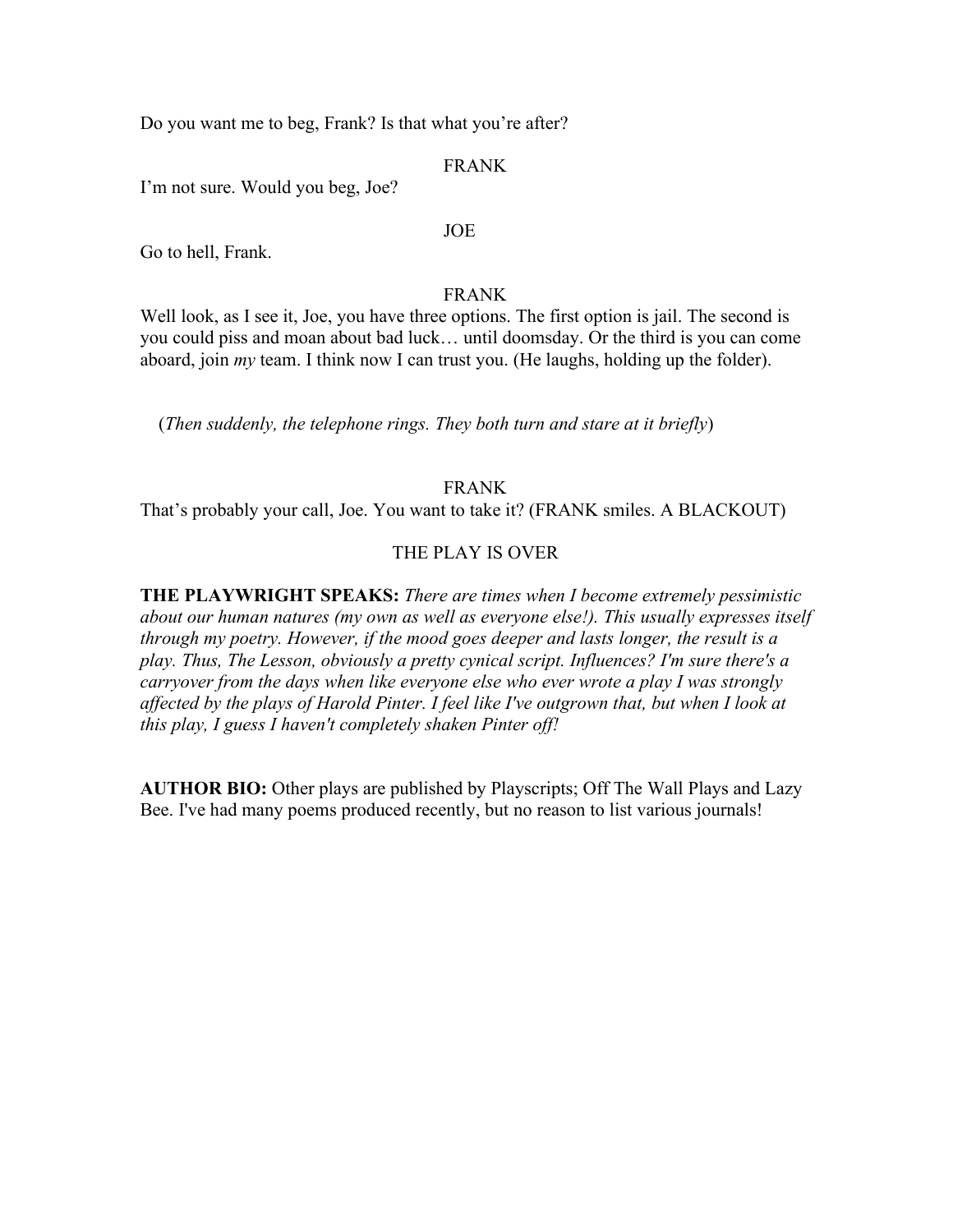Do you want me to beg, Frank? Is that what you're after?

FRANK

I'm not sure. Would you beg, Joe?

JOE

Go to hell, Frank.

FRANK

Well look, as I see it, Joe, you have three options. The first option is jail. The second is you could piss and moan about bad luck… until doomsday. Or the third is you can come aboard, join *my* team. I think now I can trust you. (He laughs, holding up the folder).

(*Then suddenly, the telephone rings. They both turn and stare at it briefly*)

FRANK

That's probably your call, Joe. You want to take it? (FRANK smiles. A BLACKOUT)

THE PLAY IS OVER

**THE PLAYWRIGHT SPEAKS:** *There are times when I become extremely pessimistic about our human natures (my own as well as everyone else!). This usually expresses itself through my poetry. However, if the mood goes deeper and lasts longer, the result is a play. Thus, The Lesson, obviously a pretty cynical script. Influences? I'm sure there's a carryover from the days when like everyone else who ever wrote a play I was strongly affected by the plays of Harold Pinter. I feel like I've outgrown that, but when I look at this play, I guess I haven't completely shaken Pinter off!*

**AUTHOR BIO:** Other plays are published by Playscripts; Off The Wall Plays and Lazy Bee. I've had many poems produced recently, but no reason to list various journals!